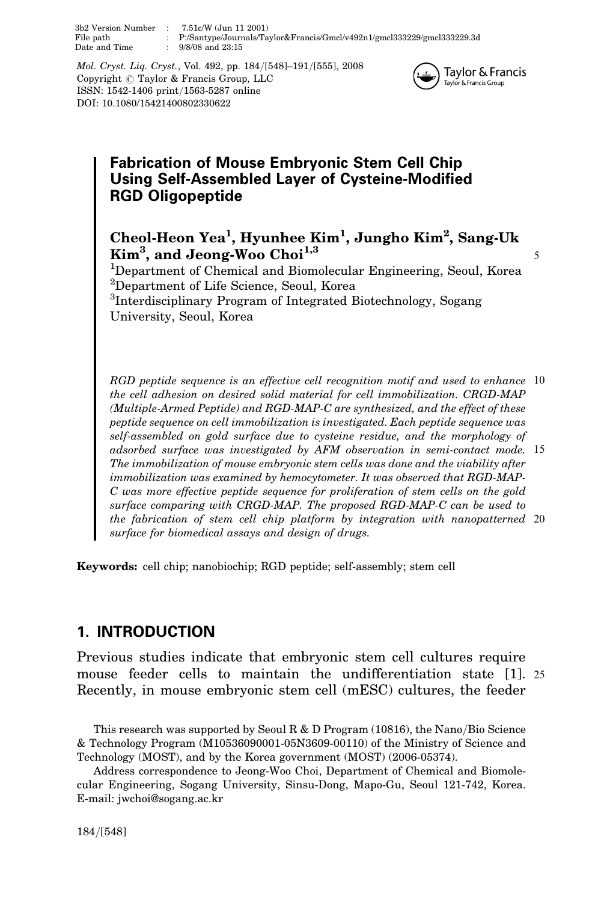# Fabrication of Mouse Embryonic Stem Cell Chip Using Self-Assembled Layer of Cysteine-Modified RGD Oligopeptide

**Cheol-Heon Yea[1], Hyunhee Kim[1], Jungho Kim[2], Sang-Uk Kim[3], and Jeong-Woo Choi[1,3]**

[1]Department of Chemical and Biomolecular Engineering, Seoul, Korea
[2]Department of Life Science, Seoul, Korea
[3]Interdisciplinary Program of Integrated Biotechnology, Sogang University, Seoul, Korea

*RGD peptide sequence is an effective cell recognition motif and used to enhance the cell adhesion on desired solid material for cell immobilization. CRGD-MAP (Multiple-Armed Peptide) and RGD-MAP-C are synthesized, and the effect of these peptide sequence on cell immobilization is investigated. Each peptide sequence was self-assembled on gold surface due to cysteine residue, and the morphology of adsorbed surface was investigated by AFM observation in semi-contact mode. The immobilization of mouse embryonic stem cells was done and the viability after immobilization was examined by hemocytometer. It was observed that RGD-MAP-C was more effective peptide sequence for proliferation of stem cells on the gold surface comparing with CRGD-MAP. The proposed RGD-MAP-C can be used to the fabrication of stem cell chip platform by integration with nanopatterned surface for biomedical assays and design of drugs.*

**Keywords:** cell chip; nanobiochip; RGD peptide; self-assembly; stem cell

## 1. INTRODUCTION

Previous studies indicate that embryonic stem cell cultures require mouse feeder cells to maintain the undifferentiation state [1]. Recently, in mouse embryonic stem cell (mESC) cultures, the feeder

This research was supported by Seoul R & D Program (10816), the Nano/Bio Science & Technology Program (M10536090001-05N3609-00110) of the Ministry of Science and Technology (MOST), and by the Korea government (MOST) (2006-05374).

Address correspondence to Jeong-Woo Choi, Department of Chemical and Biomolecular Engineering, Sogang University, Sinsu-Dong, Mapo-Gu, Seoul 121-742, Korea. E-mail: jwchoi@sogang.ac.kr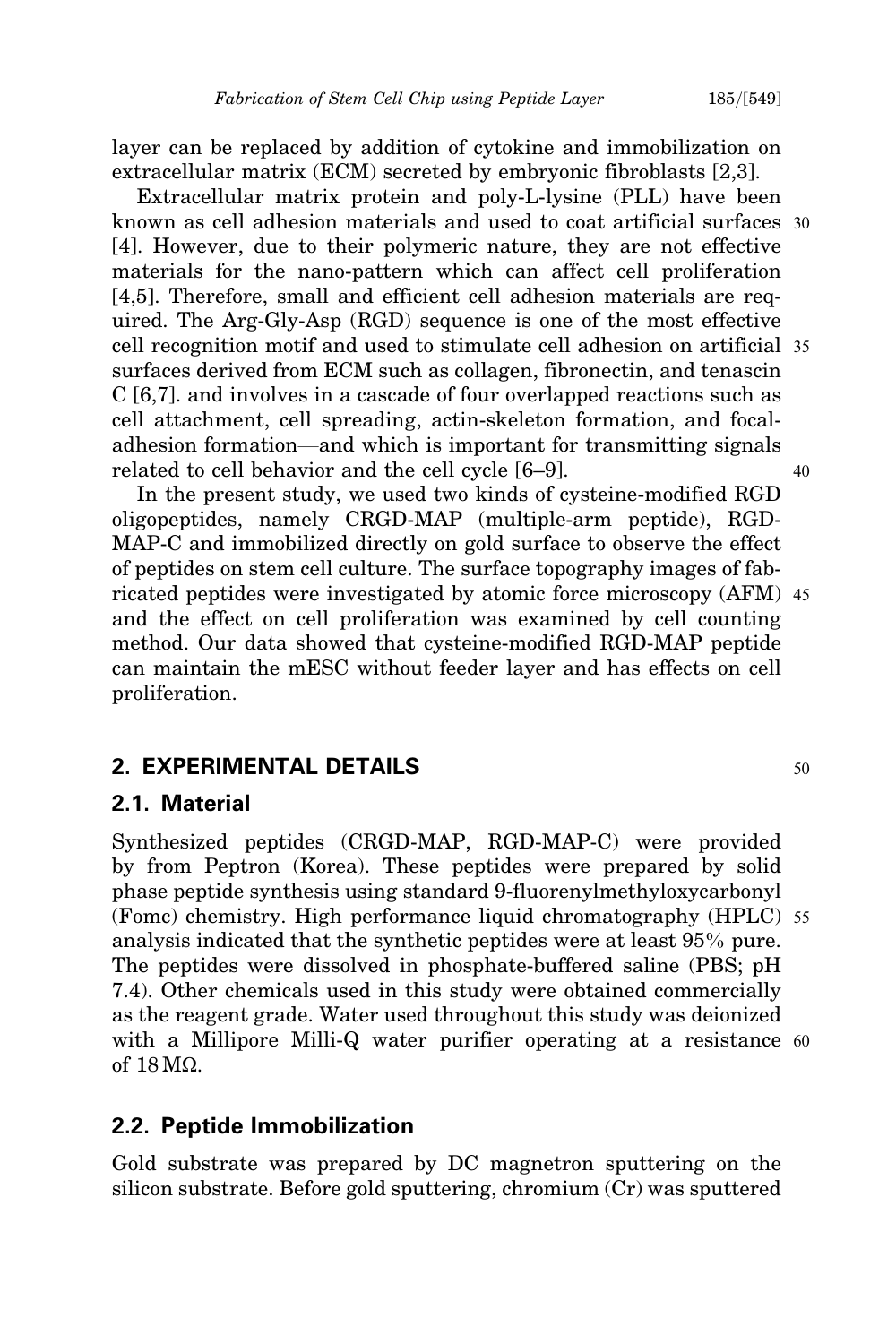layer can be replaced by addition of cytokine and immobilization on extracellular matrix (ECM) secreted by embryonic fibroblasts [2,3].

Extracellular matrix protein and poly-L-lysine (PLL) have been known as cell adhesion materials and used to coat artificial surfaces [4]. However, due to their polymeric nature, they are not effective materials for the nano-pattern which can affect cell proliferation [4,5]. Therefore, small and efficient cell adhesion materials are required. The Arg-Gly-Asp (RGD) sequence is one of the most effective cell recognition motif and used to stimulate cell adhesion on artificial surfaces derived from ECM such as collagen, fibronectin, and tenascin C [6,7]. and involves in a cascade of four overlapped reactions such as cell attachment, cell spreading, actin-skeleton formation, and focal-adhesion formation—and which is important for transmitting signals related to cell behavior and the cell cycle [6–9].

In the present study, we used two kinds of cysteine-modified RGD oligopeptides, namely CRGD-MAP (multiple-arm peptide), RGD-MAP-C and immobilized directly on gold surface to observe the effect of peptides on stem cell culture. The surface topography images of fabricated peptides were investigated by atomic force microscopy (AFM) and the effect on cell proliferation was examined by cell counting method. Our data showed that cysteine-modified RGD-MAP peptide can maintain the mESC without feeder layer and has effects on cell proliferation.

## 2. EXPERIMENTAL DETAILS

### 2.1. Material

Synthesized peptides (CRGD-MAP, RGD-MAP-C) were provided by from Peptron (Korea). These peptides were prepared by solid phase peptide synthesis using standard 9-fluorenylmethyloxycarbonyl (Fomc) chemistry. High performance liquid chromatography (HPLC) analysis indicated that the synthetic peptides were at least 95% pure. The peptides were dissolved in phosphate-buffered saline (PBS; pH 7.4). Other chemicals used in this study were obtained commercially as the reagent grade. Water used throughout this study was deionized with a Millipore Milli-Q water purifier operating at a resistance of 18 MΩ.

### 2.2. Peptide Immobilization

Gold substrate was prepared by DC magnetron sputtering on the silicon substrate. Before gold sputtering, chromium (Cr) was sputtered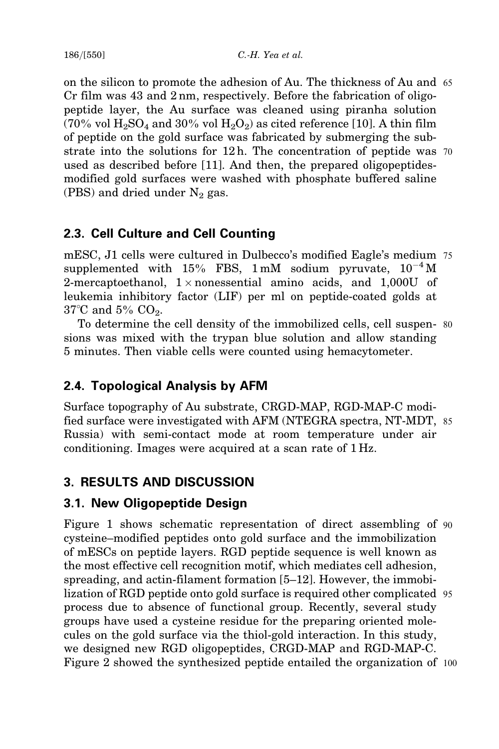on the silicon to promote the adhesion of Au. The thickness of Au and Cr film was 43 and 2 nm, respectively. Before the fabrication of oligopeptide layer, the Au surface was cleaned using piranha solution (70% vol $H_2SO_4$ and 30% vol $H_2O_2$) as cited reference [10]. A thin film of peptide on the gold surface was fabricated by submerging the substrate into the solutions for 12 h. The concentration of peptide was used as described before [11]. And then, the prepared oligopeptides-modified gold surfaces were washed with phosphate buffered saline (PBS) and dried under $N_2$ gas.

## 2.3. Cell Culture and Cell Counting

mESC, J1 cells were cultured in Dulbecco's modified Eagle's medium supplemented with 15% FBS, 1 mM sodium pyruvate, $10^{-4}$ M 2-mercaptoethanol, 1 × nonessential amino acids, and 1,000U of leukemia inhibitory factor (LIF) per ml on peptide-coated golds at 37°C and 5% $CO_2$.

To determine the cell density of the immobilized cells, cell suspensions was mixed with the trypan blue solution and allow standing 5 minutes. Then viable cells were counted using hemacytometer.

## 2.4. Topological Analysis by AFM

Surface topography of Au substrate, CRGD-MAP, RGD-MAP-C modified surface were investigated with AFM (NTEGRA spectra, NT-MDT, Russia) with semi-contact mode at room temperature under air conditioning. Images were acquired at a scan rate of 1 Hz.

# 3. RESULTS AND DISCUSSION

## 3.1. New Oligopeptide Design

Figure 1 shows schematic representation of direct assembling of cysteine–modified peptides onto gold surface and the immobilization of mESCs on peptide layers. RGD peptide sequence is well known as the most effective cell recognition motif, which mediates cell adhesion, spreading, and actin-filament formation [5–12]. However, the immobilization of RGD peptide onto gold surface is required other complicated process due to absence of functional group. Recently, several study groups have used a cysteine residue for the preparing oriented molecules on the gold surface via the thiol-gold interaction. In this study, we designed new RGD oligopeptides, CRGD-MAP and RGD-MAP-C. Figure 2 showed the synthesized peptide entailed the organization of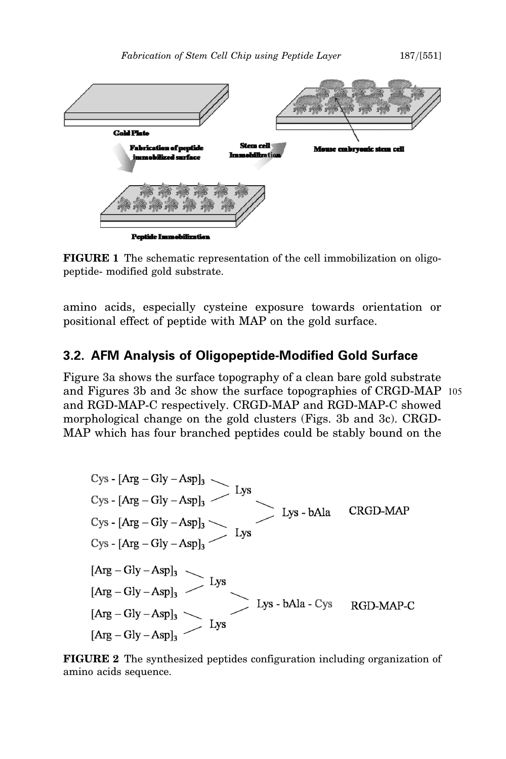FIGURE 1 The schematic representation of the cell immobilization on oligo-peptide- modified gold substrate.

amino acids, especially cysteine exposure towards orientation or positional effect of peptide with MAP on the gold surface.

## 3.2. AFM Analysis of Oligopeptide-Modified Gold Surface

Figure 3a shows the surface topography of a clean bare gold substrate and Figures 3b and 3c show the surface topographies of CRGD-MAP and RGD-MAP-C respectively. CRGD-MAP and RGD-MAP-C showed morphological change on the gold clusters (Figs. 3b and 3c). CRGD-MAP which has four branched peptides could be stably bound on the

FIGURE 2 The synthesized peptides configuration including organization of amino acids sequence.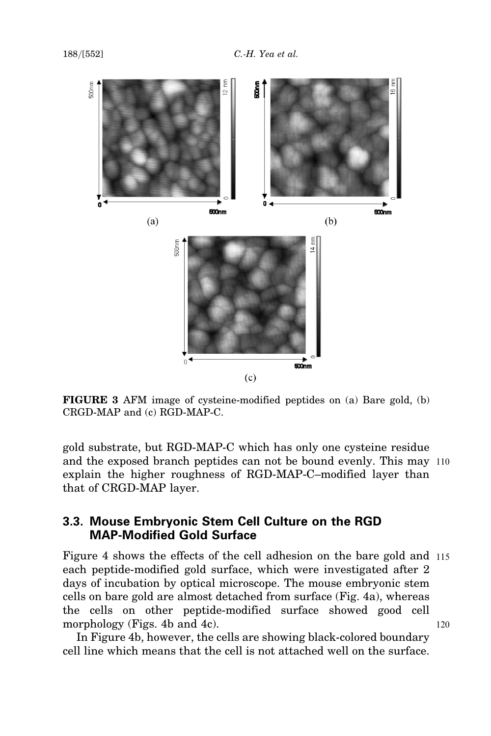**FIGURE 3** AFM image of cysteine-modified peptides on (a) Bare gold, (b) CRGD-MAP and (c) RGD-MAP-C.

gold substrate, but RGD-MAP-C which has only one cysteine residue and the exposed branch peptides can not be bound evenly. This may explain the higher roughness of RGD-MAP-C–modified layer than that of CRGD-MAP layer.

### 3.3. Mouse Embryonic Stem Cell Culture on the RGD MAP-Modified Gold Surface

Figure 4 shows the effects of the cell adhesion on the bare gold and each peptide-modified gold surface, which were investigated after 2 days of incubation by optical microscope. The mouse embryonic stem cells on bare gold are almost detached from surface (Fig. 4a), whereas the cells on other peptide-modified surface showed good cell morphology (Figs. 4b and 4c).

In Figure 4b, however, the cells are showing black-colored boundary cell line which means that the cell is not attached well on the surface.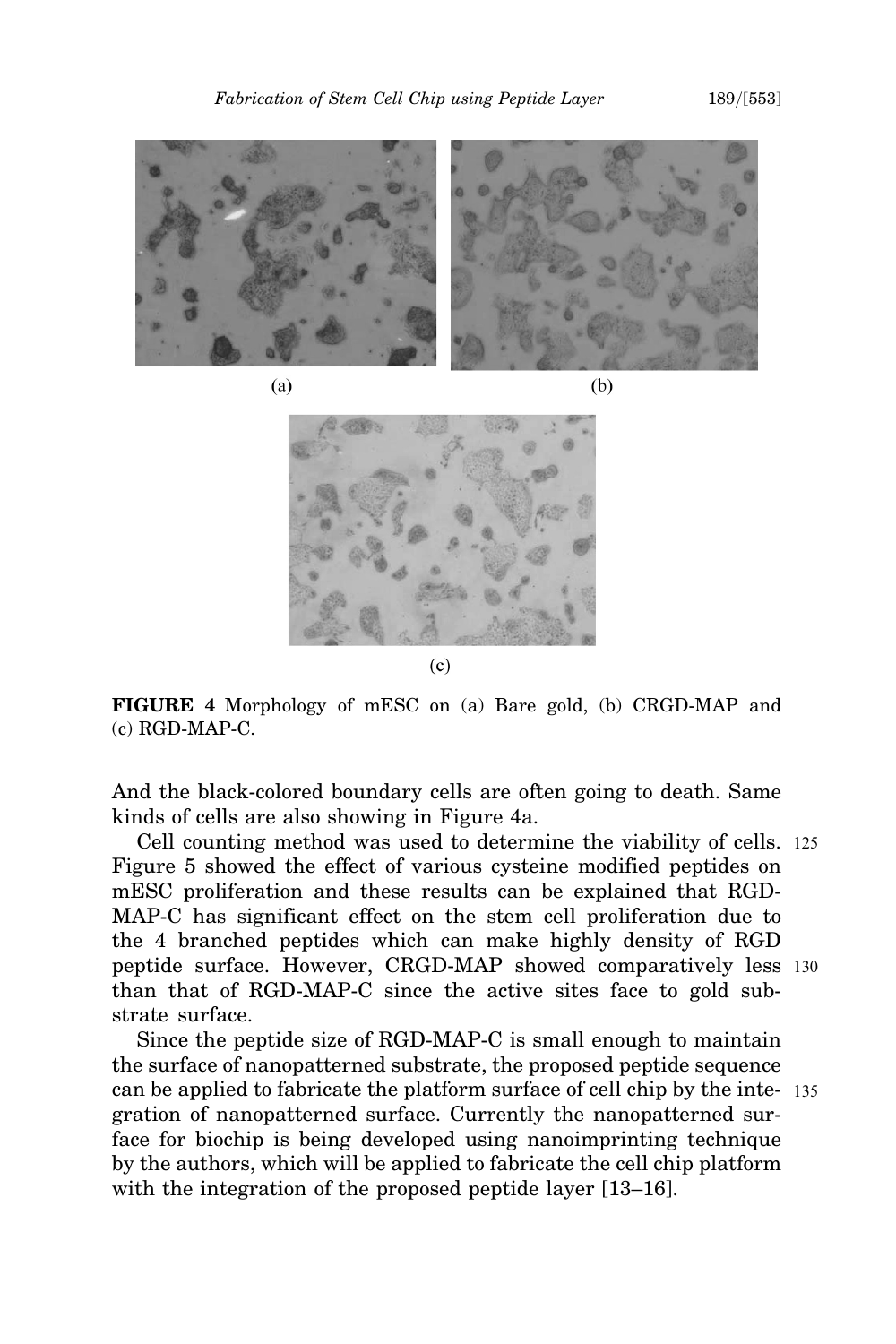(a)

(b)

(c)

**FIGURE 4** Morphology of mESC on (a) Bare gold, (b) CRGD-MAP and (c) RGD-MAP-C.

And the black-colored boundary cells are often going to death. Same kinds of cells are also showing in Figure 4a.

Cell counting method was used to determine the viability of cells. Figure 5 showed the effect of various cysteine modified peptides on mESC proliferation and these results can be explained that RGD-MAP-C has significant effect on the stem cell proliferation due to the 4 branched peptides which can make highly density of RGD peptide surface. However, CRGD-MAP showed comparatively less than that of RGD-MAP-C since the active sites face to gold substrate surface.

Since the peptide size of RGD-MAP-C is small enough to maintain the surface of nanopatterned substrate, the proposed peptide sequence can be applied to fabricate the platform surface of cell chip by the integration of nanopatterned surface. Currently the nanopatterned surface for biochip is being developed using nanoimprinting technique by the authors, which will be applied to fabricate the cell chip platform with the integration of the proposed peptide layer [13–16].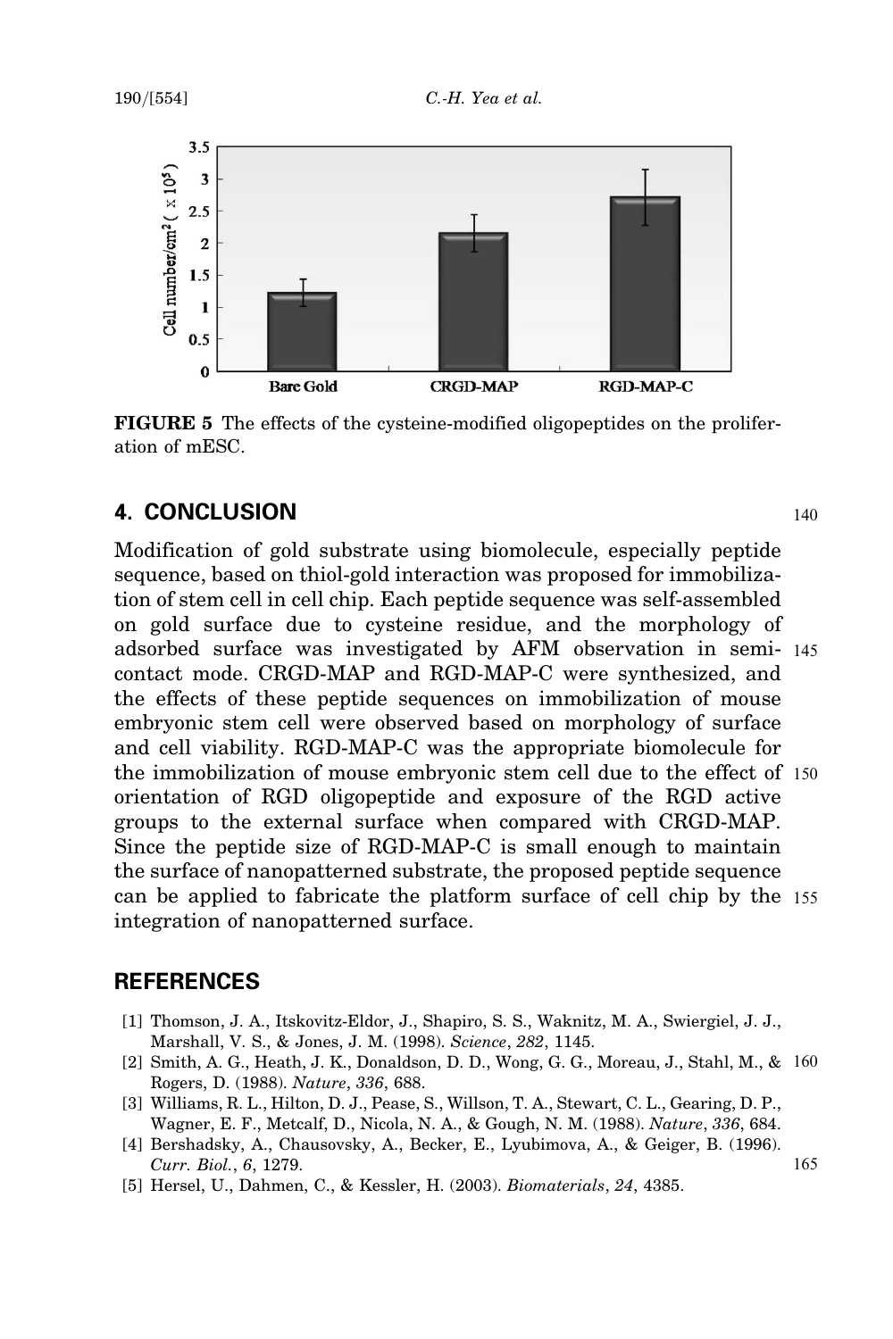**FIGURE 5** The effects of the cysteine-modified oligopeptides on the proliferation of mESC.

## 4. CONCLUSION

Modification of gold substrate using biomolecule, especially peptide sequence, based on thiol-gold interaction was proposed for immobilization of stem cell in cell chip. Each peptide sequence was self-assembled on gold surface due to cysteine residue, and the morphology of adsorbed surface was investigated by AFM observation in semi-contact mode. CRGD-MAP and RGD-MAP-C were synthesized, and the effects of these peptide sequences on immobilization of mouse embryonic stem cell were observed based on morphology of surface and cell viability. RGD-MAP-C was the appropriate biomolecule for the immobilization of mouse embryonic stem cell due to the effect of orientation of RGD oligopeptide and exposure of the RGD active groups to the external surface when compared with CRGD-MAP. Since the peptide size of RGD-MAP-C is small enough to maintain the surface of nanopatterned substrate, the proposed peptide sequence can be applied to fabricate the platform surface of cell chip by the integration of nanopatterned surface.

## REFERENCES

[1] Thomson, J. A., Itskovitz-Eldor, J., Shapiro, S. S., Waknitz, M. A., Swiergiel, J. J., Marshall, V. S., & Jones, J. M. (1998). *Science*, *282*, 1145.

[2] Smith, A. G., Heath, J. K., Donaldson, D. D., Wong, G. G., Moreau, J., Stahl, M., & Rogers, D. (1988). *Nature*, *336*, 688.

[3] Williams, R. L., Hilton, D. J., Pease, S., Willson, T. A., Stewart, C. L., Gearing, D. P., Wagner, E. F., Metcalf, D., Nicola, N. A., & Gough, N. M. (1988). *Nature*, *336*, 684.

[4] Bershadsky, A., Chausovsky, A., Becker, E., Lyubimova, A., & Geiger, B. (1996). *Curr. Biol.*, *6*, 1279.

[5] Hersel, U., Dahmen, C., & Kessler, H. (2003). *Biomaterials*, *24*, 4385.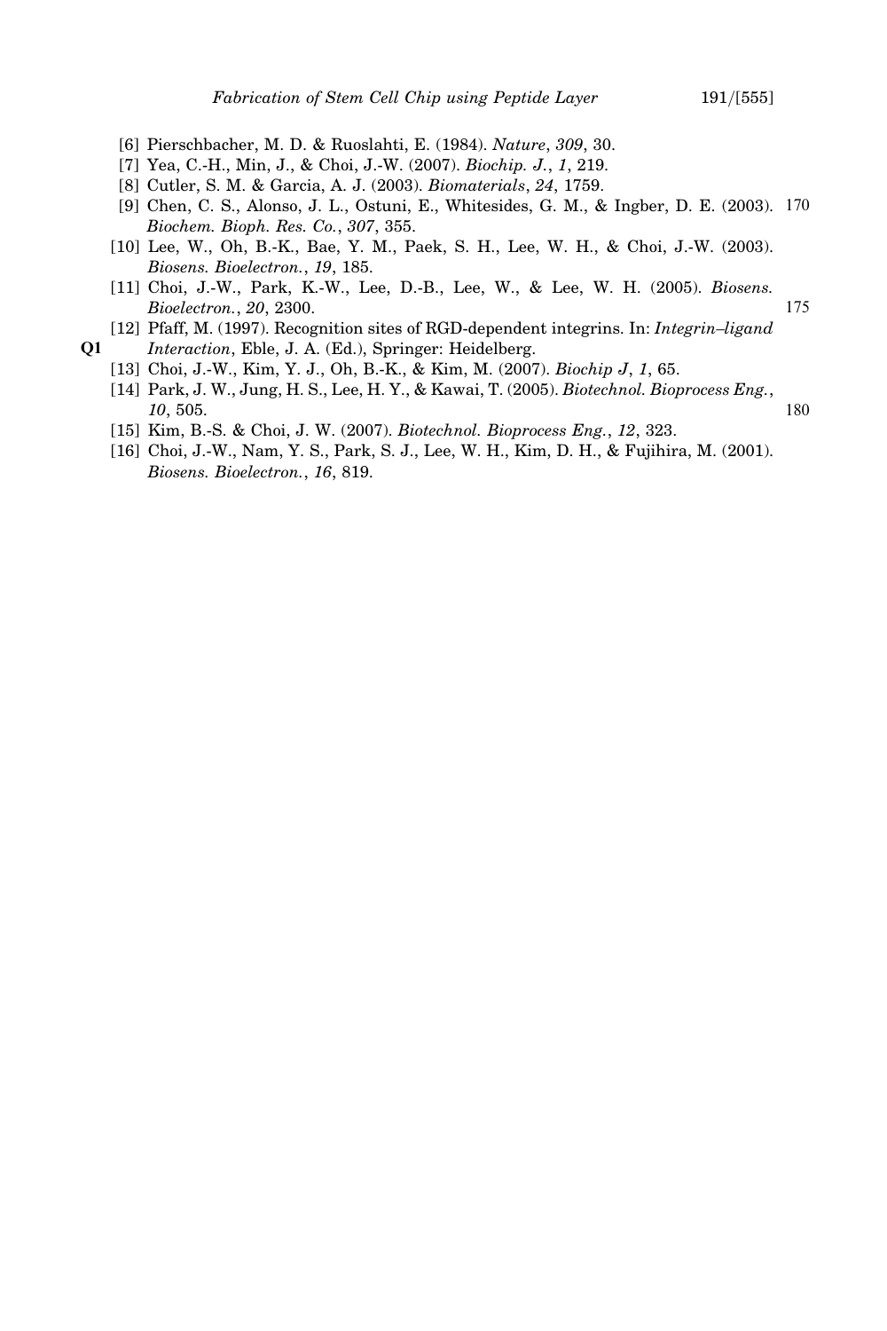[6] Pierschbacher, M. D. & Ruoslahti, E. (1984). *Nature*, *309*, 30.

[7] Yea, C.-H., Min, J., & Choi, J.-W. (2007). *Biochip. J.*, *1*, 219.

[8] Cutler, S. M. & Garcia, A. J. (2003). *Biomaterials*, *24*, 1759.

[9] Chen, C. S., Alonso, J. L., Ostuni, E., Whitesides, G. M., & Ingber, D. E. (2003). *Biochem. Bioph. Res. Co.*, *307*, 355.

[10] Lee, W., Oh, B.-K., Bae, Y. M., Paek, S. H., Lee, W. H., & Choi, J.-W. (2003). *Biosens. Bioelectron.*, *19*, 185.

[11] Choi, J.-W., Park, K.-W., Lee, D.-B., Lee, W., & Lee, W. H. (2005). *Biosens. Bioelectron.*, *20*, 2300.

[12] Pfaff, M. (1997). Recognition sites of RGD-dependent integrins. In: *Integrin–ligand Interaction*, Eble, J. A. (Ed.), Springer: Heidelberg.

[13] Choi, J.-W., Kim, Y. J., Oh, B.-K., & Kim, M. (2007). *Biochip J*, *1*, 65.

[14] Park, J. W., Jung, H. S., Lee, H. Y., & Kawai, T. (2005). *Biotechnol. Bioprocess Eng.*, *10*, 505.

[15] Kim, B.-S. & Choi, J. W. (2007). *Biotechnol. Bioprocess Eng.*, *12*, 323.

[16] Choi, J.-W., Nam, Y. S., Park, S. J., Lee, W. H., Kim, D. H., & Fujihira, M. (2001). *Biosens. Bioelectron.*, *16*, 819.